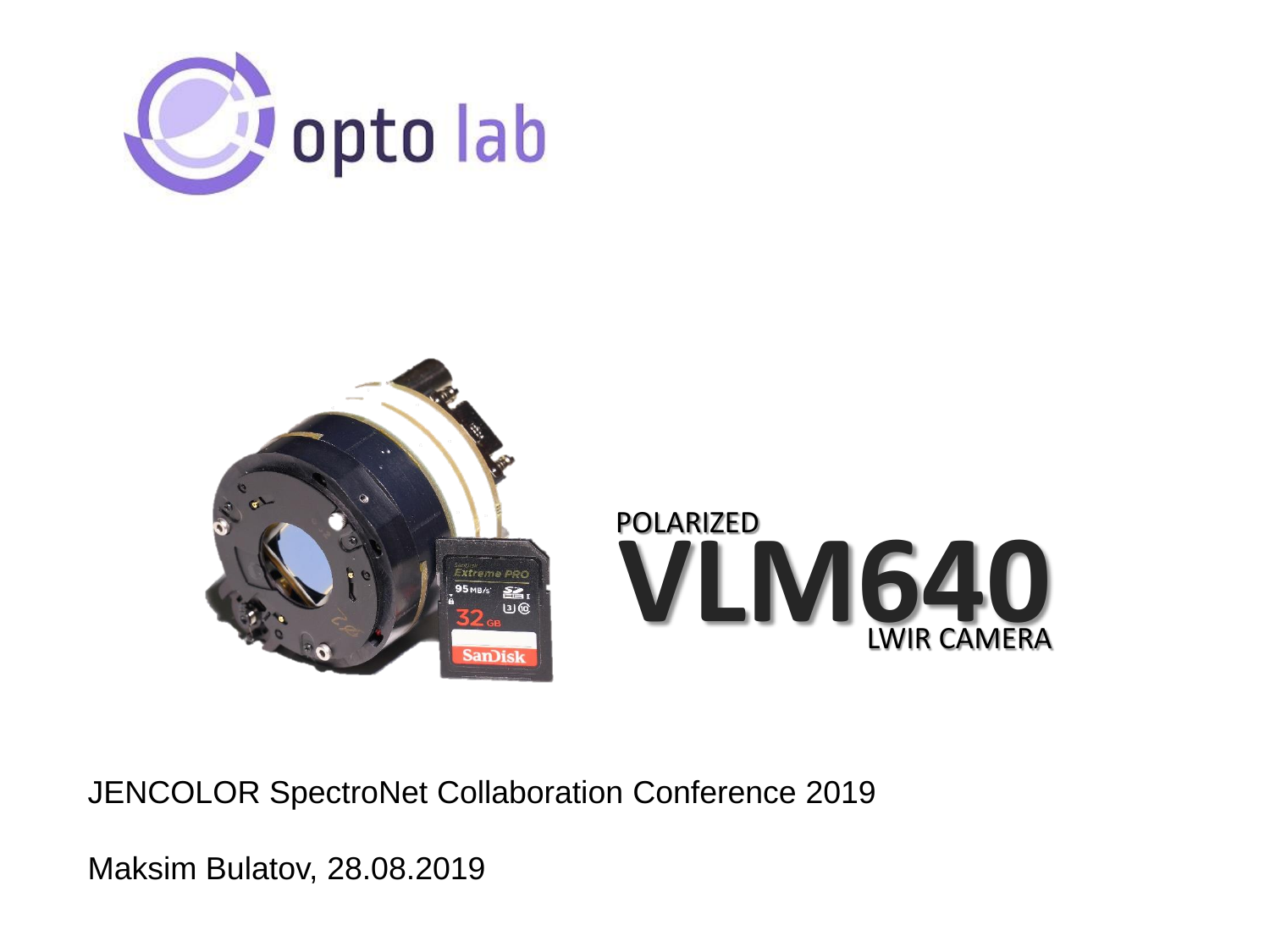opto lab

POLARIZED

# VLM640

LWIR CAMERA

JENCOLOR SpectroNet Collaboration Conference 2019

Maksim Bulatov, 28.08.2019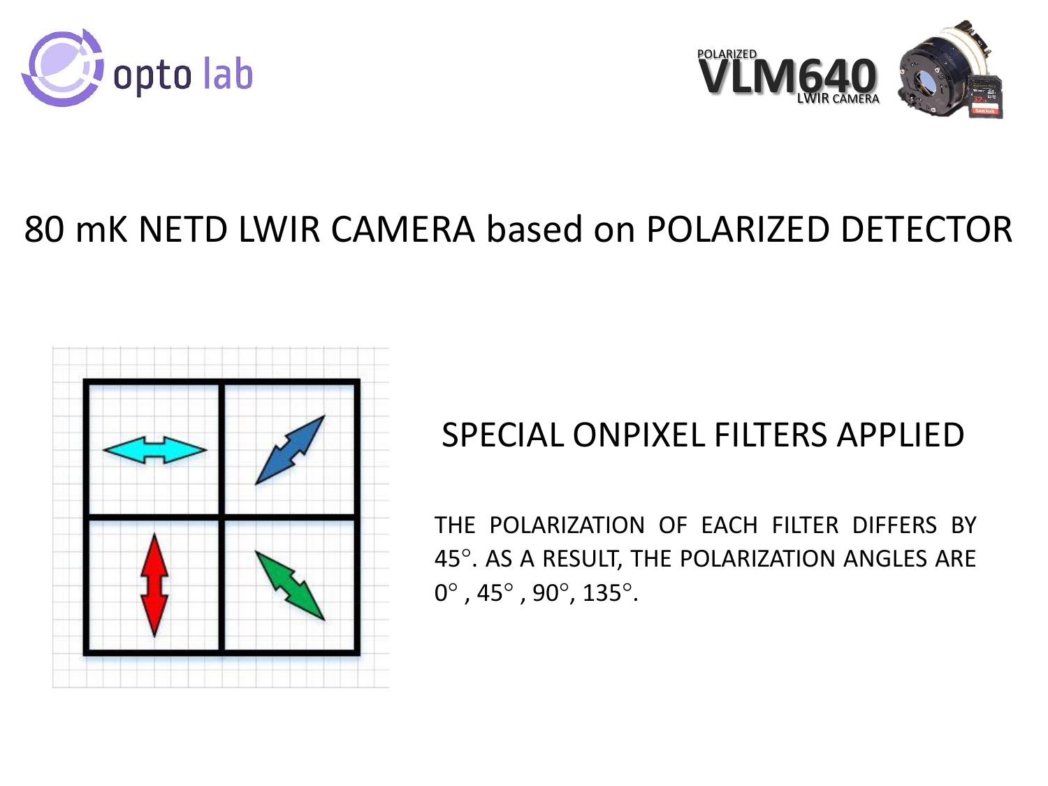opto lab

POLARIZED VLM640 LWIR CAMERA

# 80 mK NETD LWIR CAMERA based on POLARIZED DETECTOR

## SPECIAL ONPIXEL FILTERS APPLIED

THE POLARIZATION OF EACH FILTER DIFFERS BY 45°. AS A RESULT, THE POLARIZATION ANGLES ARE 0° , 45° , 90°, 135°.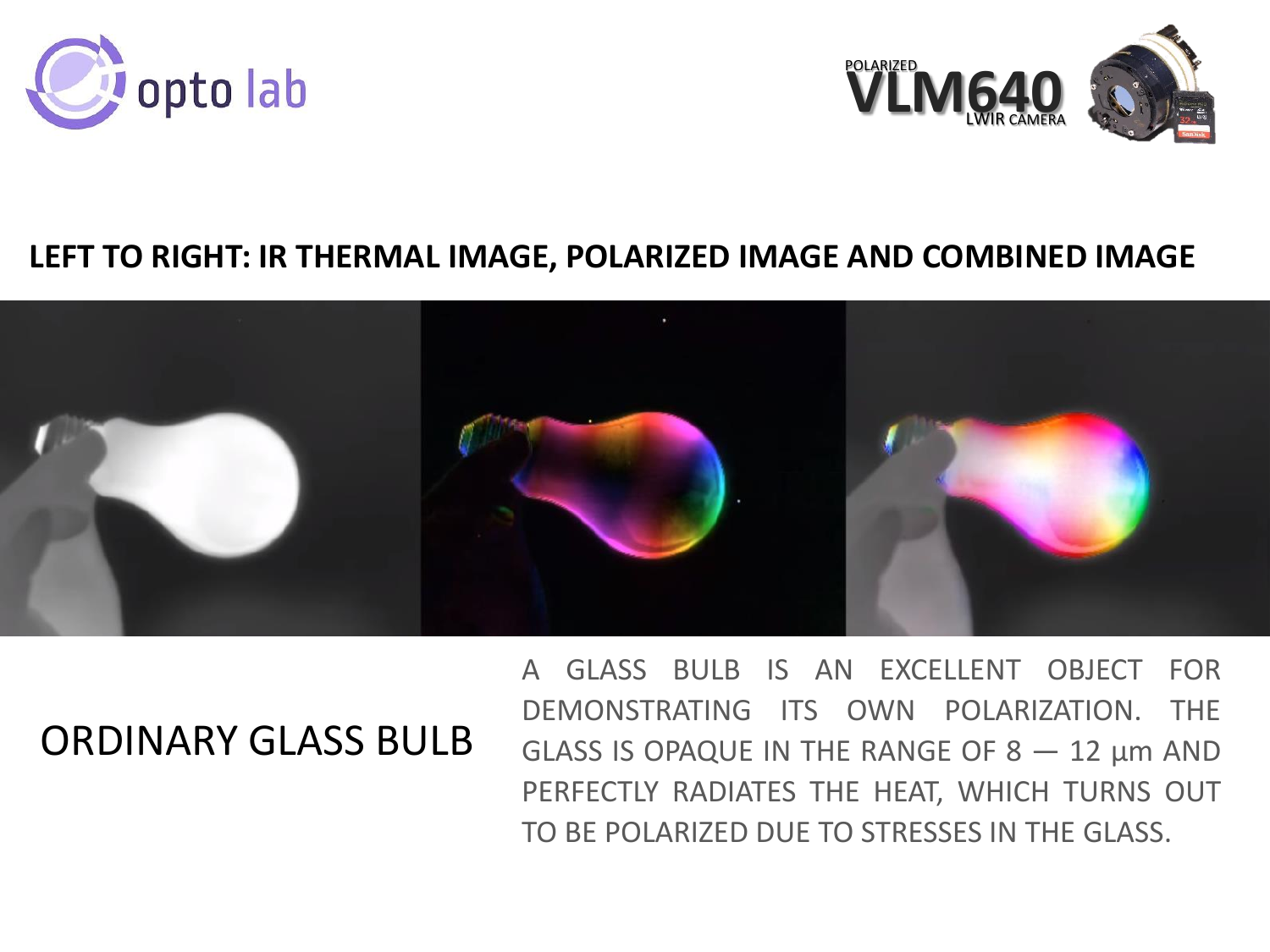opto lab

POLARIZED VLM640 LWIR CAMERA

## LEFT TO RIGHT: IR THERMAL IMAGE, POLARIZED IMAGE AND COMBINED IMAGE

## ORDINARY GLASS BULB

A GLASS BULB IS AN EXCELLENT OBJECT FOR DEMONSTRATING ITS OWN POLARIZATION. THE GLASS IS OPAQUE IN THE RANGE OF 8 — 12 μm AND PERFECTLY RADIATES THE HEAT, WHICH TURNS OUT TO BE POLARIZED DUE TO STRESSES IN THE GLASS.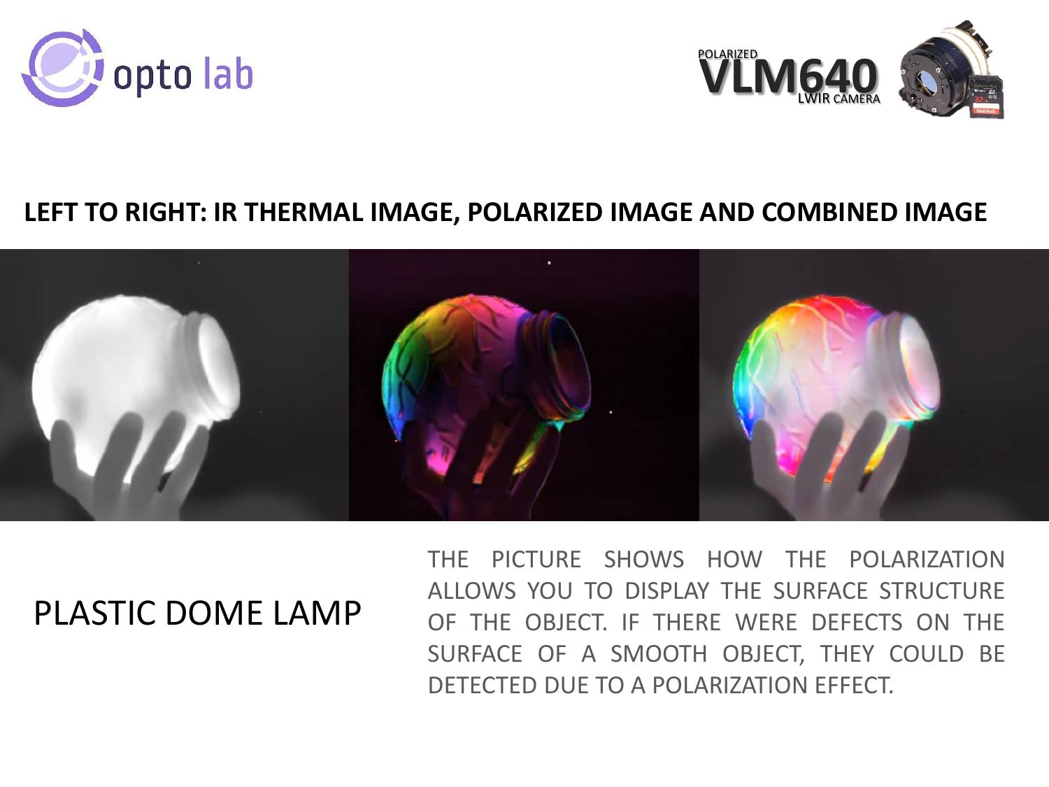**LEFT TO RIGHT: IR THERMAL IMAGE, POLARIZED IMAGE AND COMBINED IMAGE**

PLASTIC DOME LAMP

THE PICTURE SHOWS HOW THE POLARIZATION ALLOWS YOU TO DISPLAY THE SURFACE STRUCTURE OF THE OBJECT. IF THERE WERE DEFECTS ON THE SURFACE OF A SMOOTH OBJECT, THEY COULD BE DETECTED DUE TO A POLARIZATION EFFECT.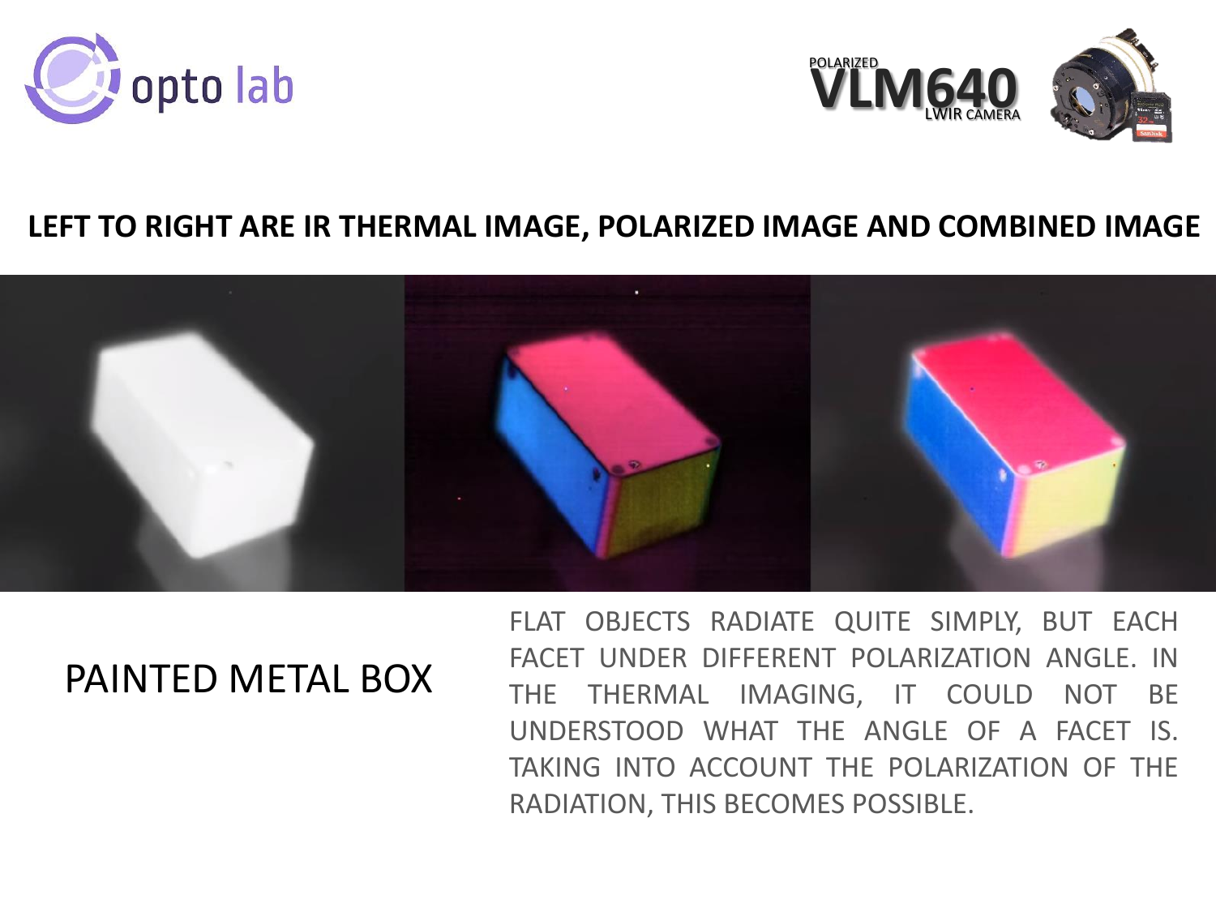## LEFT TO RIGHT ARE IR THERMAL IMAGE, POLARIZED IMAGE AND COMBINED IMAGE

### PAINTED METAL BOX

FLAT OBJECTS RADIATE QUITE SIMPLY, BUT EACH FACET UNDER DIFFERENT POLARIZATION ANGLE. IN THE THERMAL IMAGING, IT COULD NOT BE UNDERSTOOD WHAT THE ANGLE OF A FACET IS. TAKING INTO ACCOUNT THE POLARIZATION OF THE RADIATION, THIS BECOMES POSSIBLE.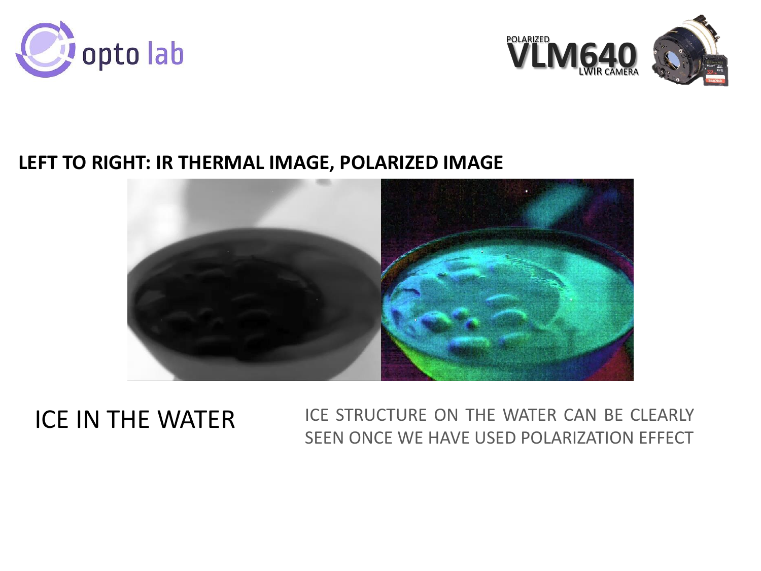**LEFT TO RIGHT: IR THERMAL IMAGE, POLARIZED IMAGE**

ICE IN THE WATER

ICE STRUCTURE ON THE WATER CAN BE CLEARLY SEEN ONCE WE HAVE USED POLARIZATION EFFECT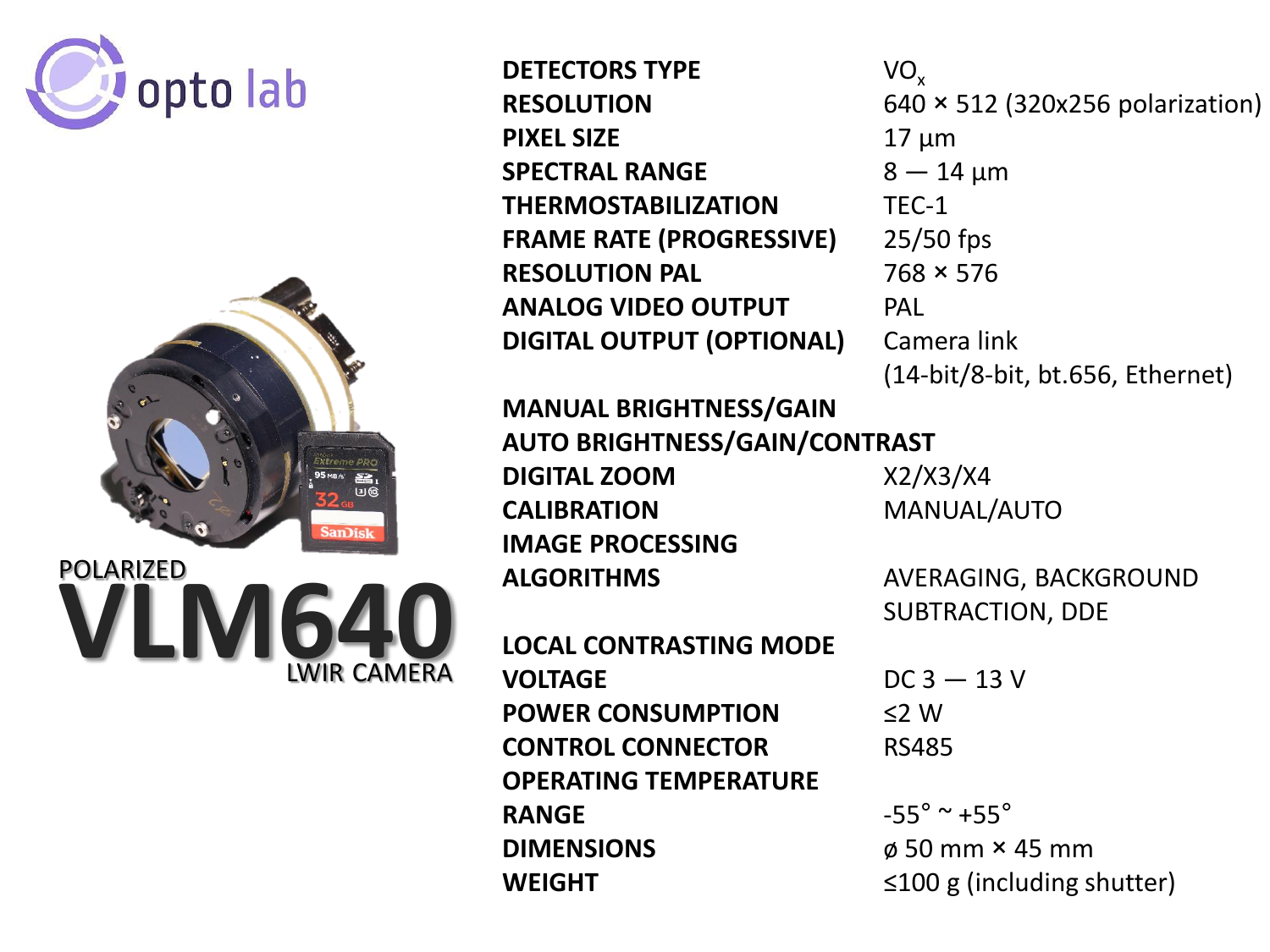opto lab

POLARIZED

# VLM640

LWIR CAMERA

| | |
|---|---|
| **DETECTORS TYPE** | $VO_x$ |
| **RESOLUTION** | 640 × 512 (320x256 polarization) |
| **PIXEL SIZE** | 17 µm |
| **SPECTRAL RANGE** | 8 — 14 µm |
| **THERMOSTABILIZATION** | TEC-1 |
| **FRAME RATE (PROGRESSIVE)** | 25/50 fps |
| **RESOLUTION PAL** | 768 × 576 |
| **ANALOG VIDEO OUTPUT** | PAL |
| **DIGITAL OUTPUT (OPTIONAL)** | Camera link (14-bit/8-bit, bt.656, Ethernet) |
| **MANUAL BRIGHTNESS/GAIN** | |
| **AUTO BRIGHTNESS/GAIN/CONTRAST** | |
| **DIGITAL ZOOM** | X2/X3/X4 |
| **CALIBRATION** | MANUAL/AUTO |
| **IMAGE PROCESSING ALGORITHMS** | AVERAGING, BACKGROUND SUBTRACTION, DDE |
| **LOCAL CONTRASTING MODE** | |
| **VOLTAGE** | DC 3 — 13 V |
| **POWER CONSUMPTION** | ≤2 W |
| **CONTROL CONNECTOR** | RS485 |
| **OPERATING TEMPERATURE RANGE** | -55° ~ +55° |
| **DIMENSIONS** | ø 50 mm × 45 mm |
| **WEIGHT** | ≤100 g (including shutter) |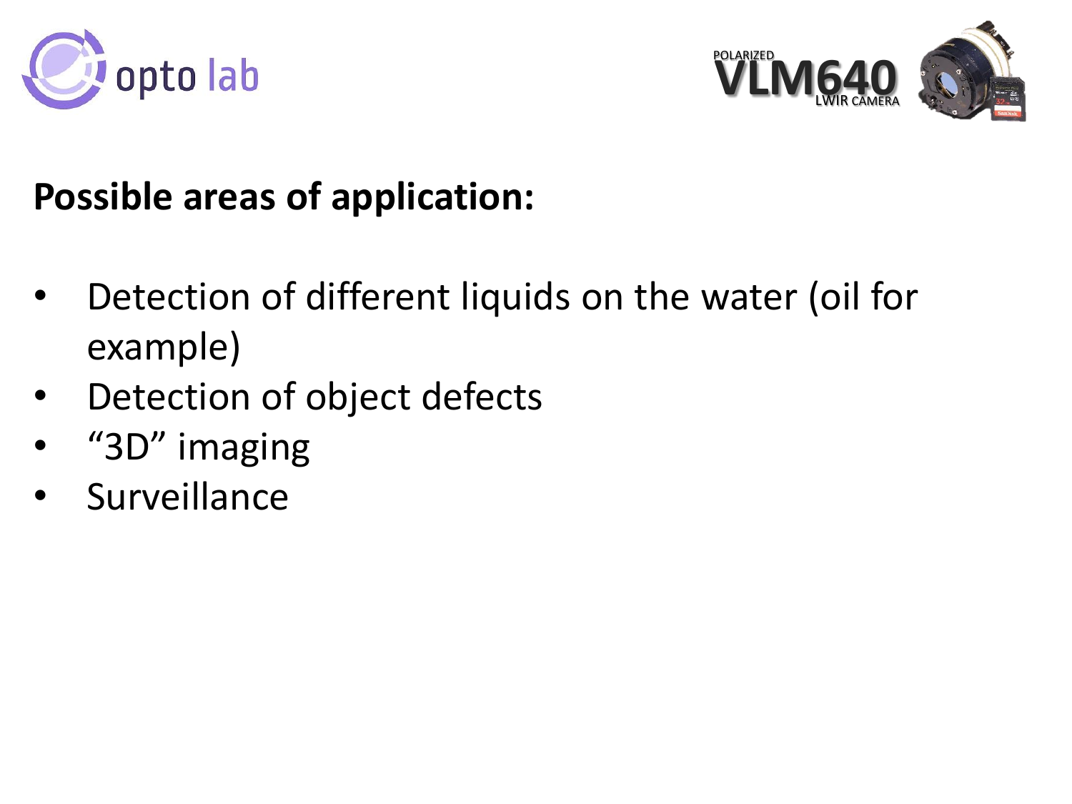**Possible areas of application:**

- Detection of different liquids on the water (oil for example)
- Detection of object defects
- “3D” imaging
- Surveillance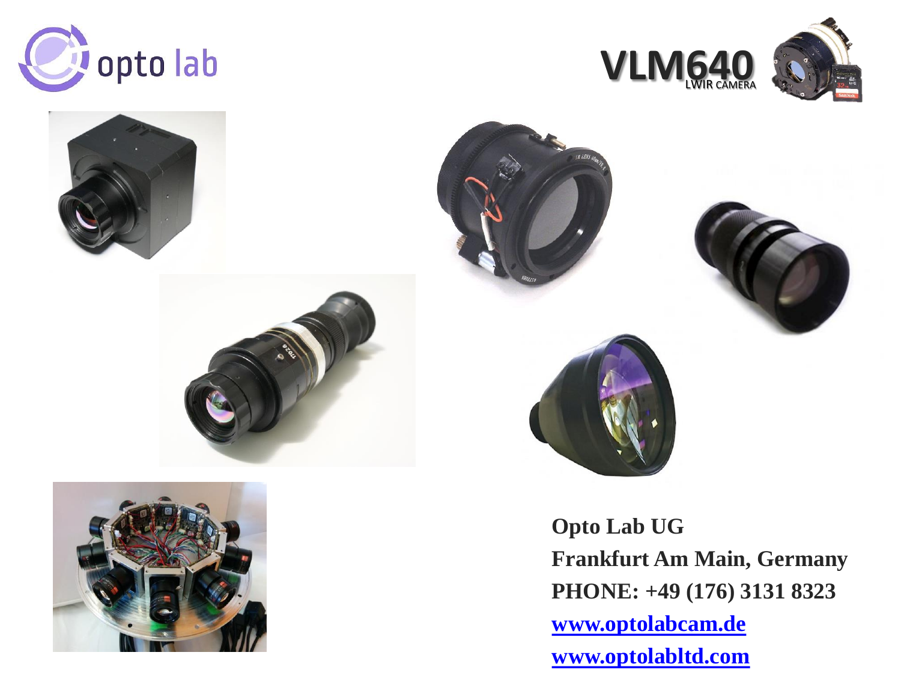opto lab

**VLM640**
LWIR CAMERA

**Opto Lab UG**
**Frankfurt Am Main, Germany**
**PHONE: +49 (176) 3131 8323**
**www.optolabcam.de**
**www.optolabltd.com**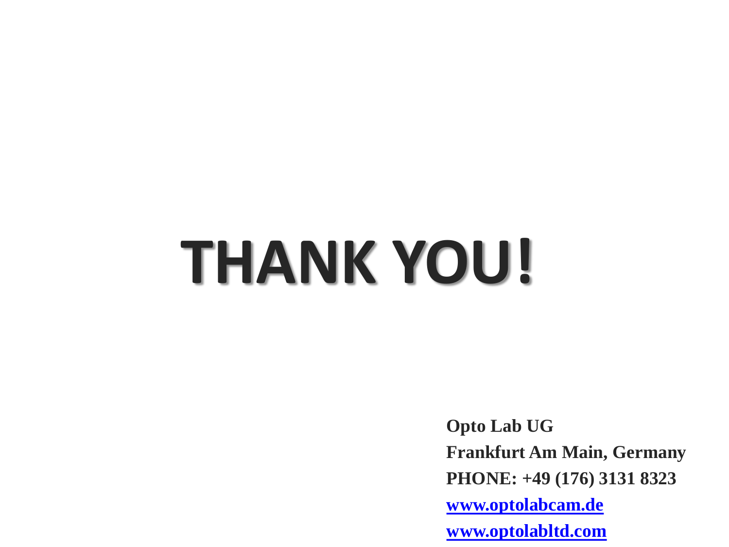# THANK YOU!

**Opto Lab UG**
**Frankfurt Am Main, Germany**
**PHONE: +49 (176) 3131 8323**
**www.optolabcam.de**
**www.optolabltd.com**